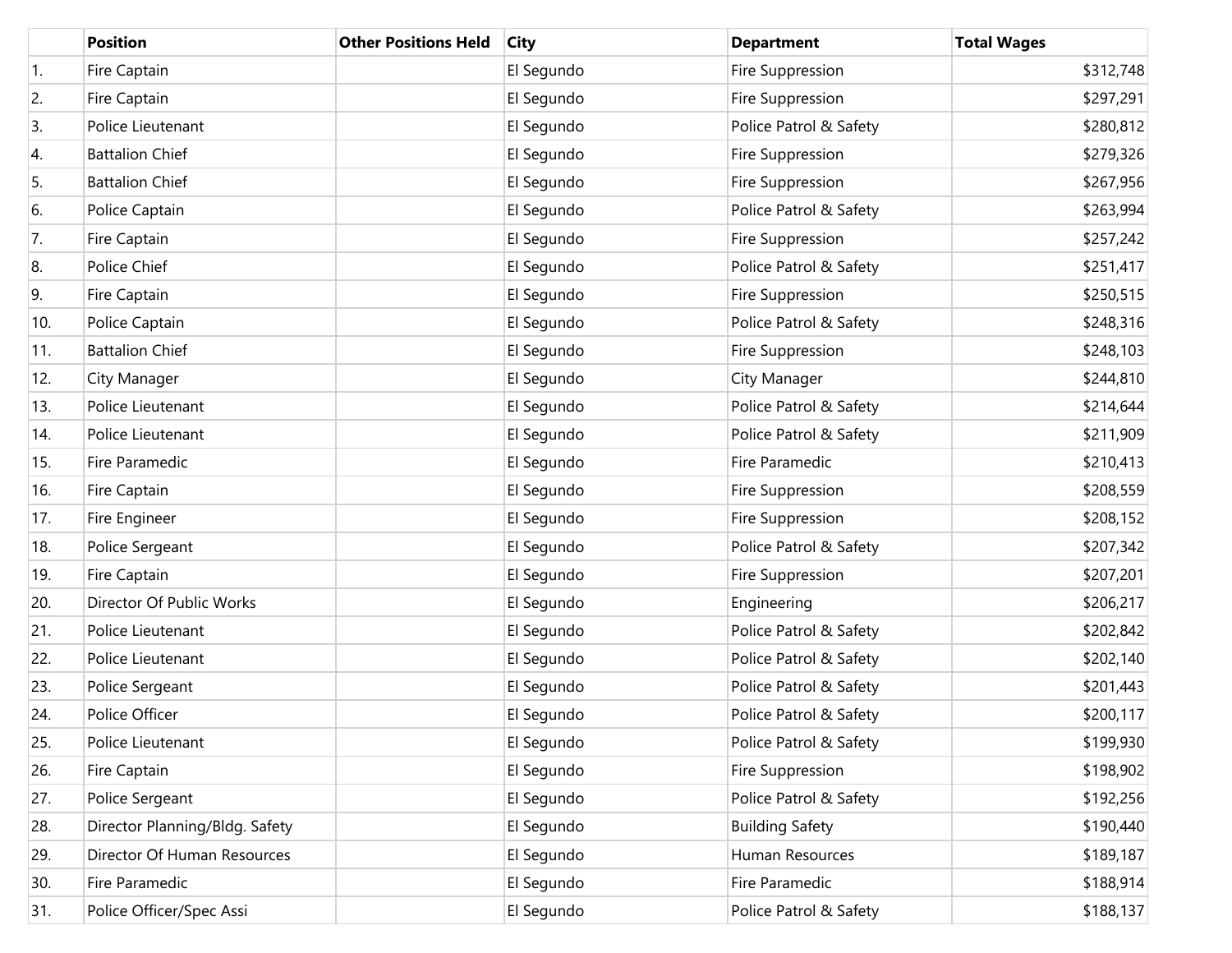| | Position | Other Positions Held | City | Department | Total Wages |
|---|---|---|---|---|---|
| 1. | Fire Captain | | El Segundo | Fire Suppression | $312,748 |
| 2. | Fire Captain | | El Segundo | Fire Suppression | $297,291 |
| 3. | Police Lieutenant | | El Segundo | Police Patrol & Safety | $280,812 |
| 4. | Battalion Chief | | El Segundo | Fire Suppression | $279,326 |
| 5. | Battalion Chief | | El Segundo | Fire Suppression | $267,956 |
| 6. | Police Captain | | El Segundo | Police Patrol & Safety | $263,994 |
| 7. | Fire Captain | | El Segundo | Fire Suppression | $257,242 |
| 8. | Police Chief | | El Segundo | Police Patrol & Safety | $251,417 |
| 9. | Fire Captain | | El Segundo | Fire Suppression | $250,515 |
| 10. | Police Captain | | El Segundo | Police Patrol & Safety | $248,316 |
| 11. | Battalion Chief | | El Segundo | Fire Suppression | $248,103 |
| 12. | City Manager | | El Segundo | City Manager | $244,810 |
| 13. | Police Lieutenant | | El Segundo | Police Patrol & Safety | $214,644 |
| 14. | Police Lieutenant | | El Segundo | Police Patrol & Safety | $211,909 |
| 15. | Fire Paramedic | | El Segundo | Fire Paramedic | $210,413 |
| 16. | Fire Captain | | El Segundo | Fire Suppression | $208,559 |
| 17. | Fire Engineer | | El Segundo | Fire Suppression | $208,152 |
| 18. | Police Sergeant | | El Segundo | Police Patrol & Safety | $207,342 |
| 19. | Fire Captain | | El Segundo | Fire Suppression | $207,201 |
| 20. | Director Of Public Works | | El Segundo | Engineering | $206,217 |
| 21. | Police Lieutenant | | El Segundo | Police Patrol & Safety | $202,842 |
| 22. | Police Lieutenant | | El Segundo | Police Patrol & Safety | $202,140 |
| 23. | Police Sergeant | | El Segundo | Police Patrol & Safety | $201,443 |
| 24. | Police Officer | | El Segundo | Police Patrol & Safety | $200,117 |
| 25. | Police Lieutenant | | El Segundo | Police Patrol & Safety | $199,930 |
| 26. | Fire Captain | | El Segundo | Fire Suppression | $198,902 |
| 27. | Police Sergeant | | El Segundo | Police Patrol & Safety | $192,256 |
| 28. | Director Planning/Bldg. Safety | | El Segundo | Building Safety | $190,440 |
| 29. | Director Of Human Resources | | El Segundo | Human Resources | $189,187 |
| 30. | Fire Paramedic | | El Segundo | Fire Paramedic | $188,914 |
| 31. | Police Officer/Spec Assi | | El Segundo | Police Patrol & Safety | $188,137 |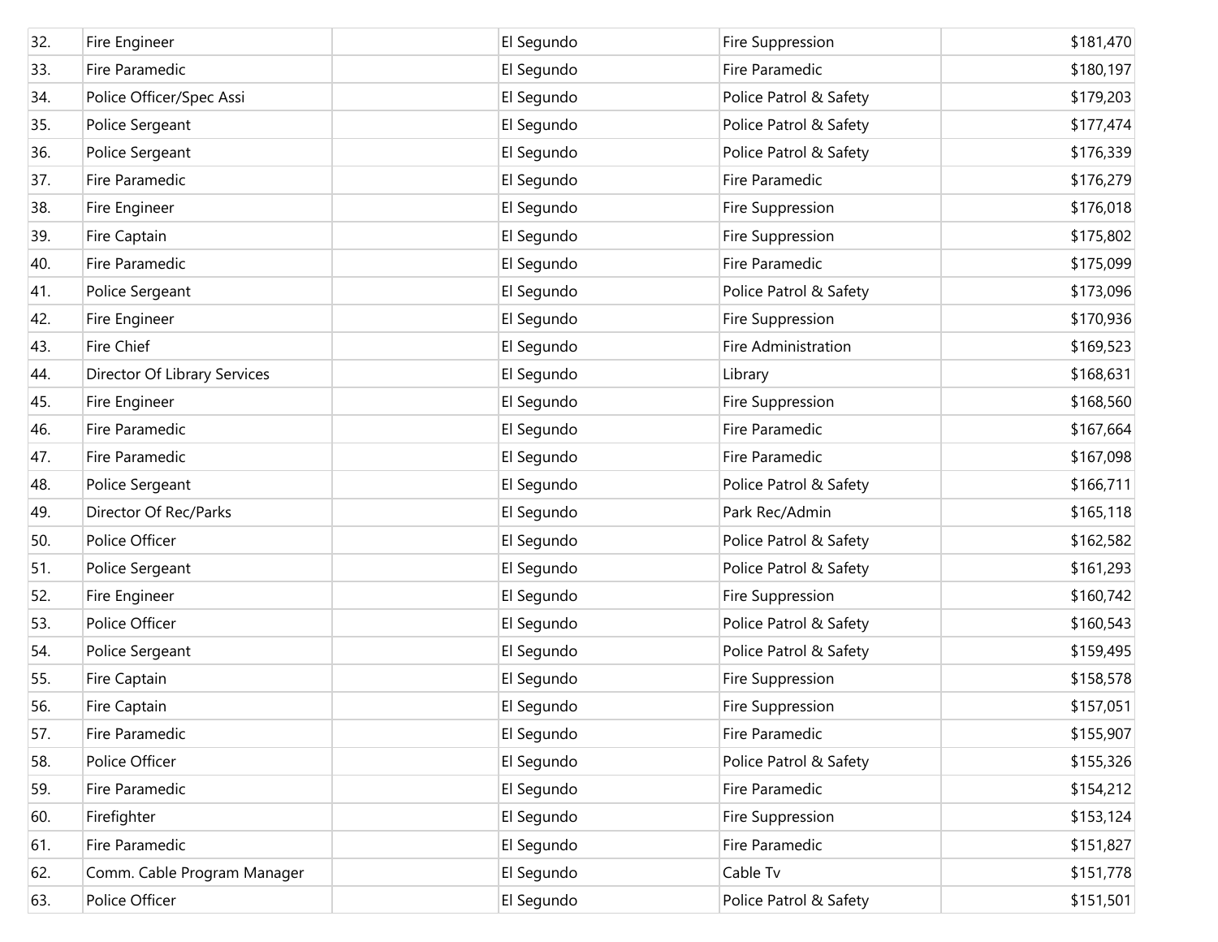| | | | | | |
|---|---|---|---|---|---|
| 32. | Fire Engineer | | El Segundo | Fire Suppression | $181,470 |
| 33. | Fire Paramedic | | El Segundo | Fire Paramedic | $180,197 |
| 34. | Police Officer/Spec Assi | | El Segundo | Police Patrol & Safety | $179,203 |
| 35. | Police Sergeant | | El Segundo | Police Patrol & Safety | $177,474 |
| 36. | Police Sergeant | | El Segundo | Police Patrol & Safety | $176,339 |
| 37. | Fire Paramedic | | El Segundo | Fire Paramedic | $176,279 |
| 38. | Fire Engineer | | El Segundo | Fire Suppression | $176,018 |
| 39. | Fire Captain | | El Segundo | Fire Suppression | $175,802 |
| 40. | Fire Paramedic | | El Segundo | Fire Paramedic | $175,099 |
| 41. | Police Sergeant | | El Segundo | Police Patrol & Safety | $173,096 |
| 42. | Fire Engineer | | El Segundo | Fire Suppression | $170,936 |
| 43. | Fire Chief | | El Segundo | Fire Administration | $169,523 |
| 44. | Director Of Library Services | | El Segundo | Library | $168,631 |
| 45. | Fire Engineer | | El Segundo | Fire Suppression | $168,560 |
| 46. | Fire Paramedic | | El Segundo | Fire Paramedic | $167,664 |
| 47. | Fire Paramedic | | El Segundo | Fire Paramedic | $167,098 |
| 48. | Police Sergeant | | El Segundo | Police Patrol & Safety | $166,711 |
| 49. | Director Of Rec/Parks | | El Segundo | Park Rec/Admin | $165,118 |
| 50. | Police Officer | | El Segundo | Police Patrol & Safety | $162,582 |
| 51. | Police Sergeant | | El Segundo | Police Patrol & Safety | $161,293 |
| 52. | Fire Engineer | | El Segundo | Fire Suppression | $160,742 |
| 53. | Police Officer | | El Segundo | Police Patrol & Safety | $160,543 |
| 54. | Police Sergeant | | El Segundo | Police Patrol & Safety | $159,495 |
| 55. | Fire Captain | | El Segundo | Fire Suppression | $158,578 |
| 56. | Fire Captain | | El Segundo | Fire Suppression | $157,051 |
| 57. | Fire Paramedic | | El Segundo | Fire Paramedic | $155,907 |
| 58. | Police Officer | | El Segundo | Police Patrol & Safety | $155,326 |
| 59. | Fire Paramedic | | El Segundo | Fire Paramedic | $154,212 |
| 60. | Firefighter | | El Segundo | Fire Suppression | $153,124 |
| 61. | Fire Paramedic | | El Segundo | Fire Paramedic | $151,827 |
| 62. | Comm. Cable Program Manager | | El Segundo | Cable Tv | $151,778 |
| 63. | Police Officer | | El Segundo | Police Patrol & Safety | $151,501 |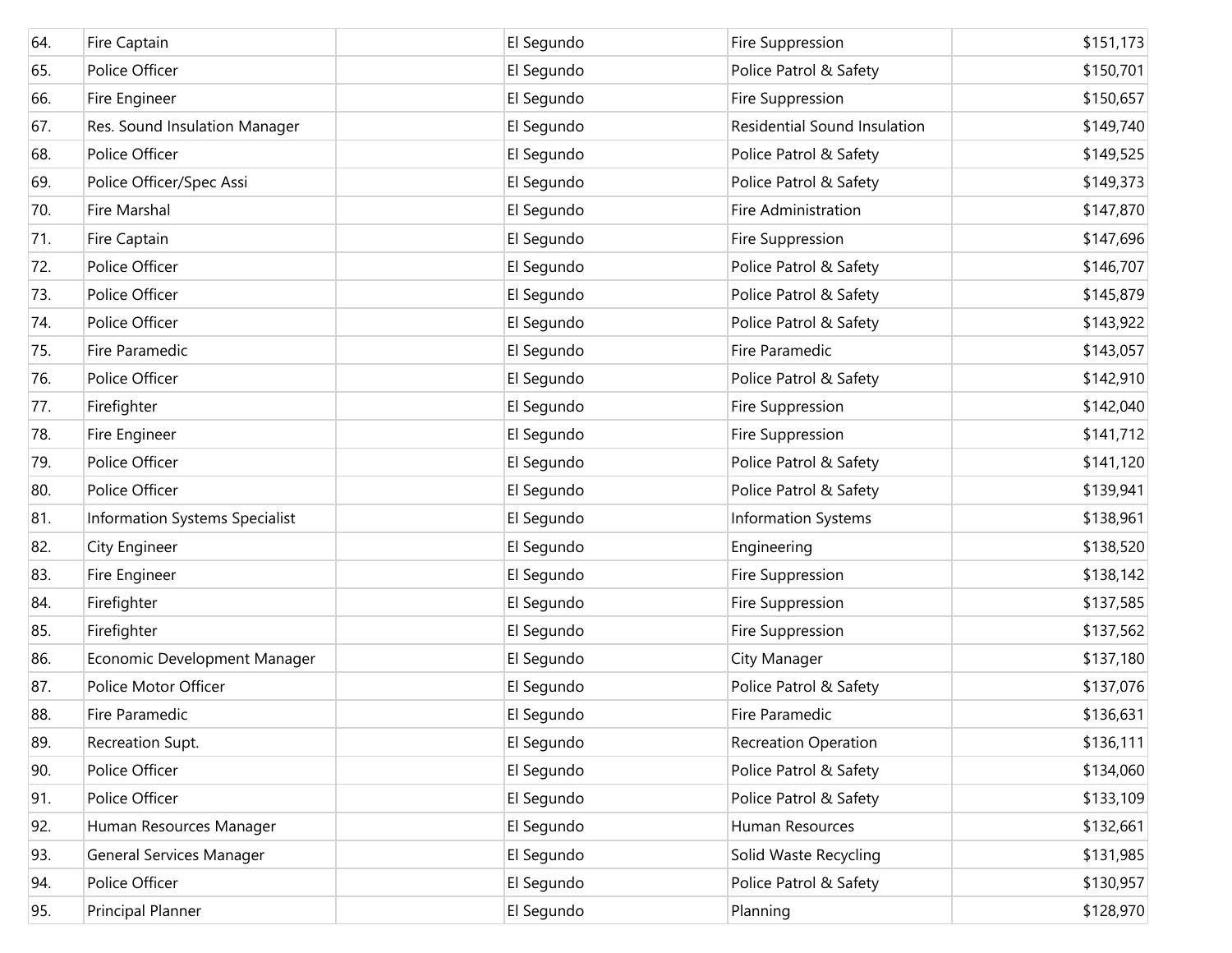| | | | | | |
|---|---|---|---|---|---|
| 64. | Fire Captain | | El Segundo | Fire Suppression | $151,173 |
| 65. | Police Officer | | El Segundo | Police Patrol & Safety | $150,701 |
| 66. | Fire Engineer | | El Segundo | Fire Suppression | $150,657 |
| 67. | Res. Sound Insulation Manager | | El Segundo | Residential Sound Insulation | $149,740 |
| 68. | Police Officer | | El Segundo | Police Patrol & Safety | $149,525 |
| 69. | Police Officer/Spec Assi | | El Segundo | Police Patrol & Safety | $149,373 |
| 70. | Fire Marshal | | El Segundo | Fire Administration | $147,870 |
| 71. | Fire Captain | | El Segundo | Fire Suppression | $147,696 |
| 72. | Police Officer | | El Segundo | Police Patrol & Safety | $146,707 |
| 73. | Police Officer | | El Segundo | Police Patrol & Safety | $145,879 |
| 74. | Police Officer | | El Segundo | Police Patrol & Safety | $143,922 |
| 75. | Fire Paramedic | | El Segundo | Fire Paramedic | $143,057 |
| 76. | Police Officer | | El Segundo | Police Patrol & Safety | $142,910 |
| 77. | Firefighter | | El Segundo | Fire Suppression | $142,040 |
| 78. | Fire Engineer | | El Segundo | Fire Suppression | $141,712 |
| 79. | Police Officer | | El Segundo | Police Patrol & Safety | $141,120 |
| 80. | Police Officer | | El Segundo | Police Patrol & Safety | $139,941 |
| 81. | Information Systems Specialist | | El Segundo | Information Systems | $138,961 |
| 82. | City Engineer | | El Segundo | Engineering | $138,520 |
| 83. | Fire Engineer | | El Segundo | Fire Suppression | $138,142 |
| 84. | Firefighter | | El Segundo | Fire Suppression | $137,585 |
| 85. | Firefighter | | El Segundo | Fire Suppression | $137,562 |
| 86. | Economic Development Manager | | El Segundo | City Manager | $137,180 |
| 87. | Police Motor Officer | | El Segundo | Police Patrol & Safety | $137,076 |
| 88. | Fire Paramedic | | El Segundo | Fire Paramedic | $136,631 |
| 89. | Recreation Supt. | | El Segundo | Recreation Operation | $136,111 |
| 90. | Police Officer | | El Segundo | Police Patrol & Safety | $134,060 |
| 91. | Police Officer | | El Segundo | Police Patrol & Safety | $133,109 |
| 92. | Human Resources Manager | | El Segundo | Human Resources | $132,661 |
| 93. | General Services Manager | | El Segundo | Solid Waste Recycling | $131,985 |
| 94. | Police Officer | | El Segundo | Police Patrol & Safety | $130,957 |
| 95. | Principal Planner | | El Segundo | Planning | $128,970 |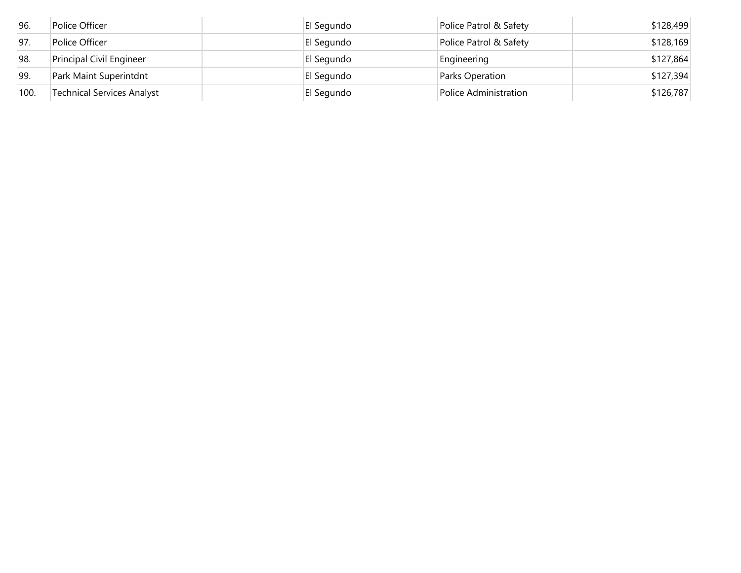| | | | | | |
|---|---|---|---|---|---|
| 96. | Police Officer | | El Segundo | Police Patrol & Safety | $128,499 |
| 97. | Police Officer | | El Segundo | Police Patrol & Safety | $128,169 |
| 98. | Principal Civil Engineer | | El Segundo | Engineering | $127,864 |
| 99. | Park Maint Superintdnt | | El Segundo | Parks Operation | $127,394 |
| 100. | Technical Services Analyst | | El Segundo | Police Administration | $126,787 |